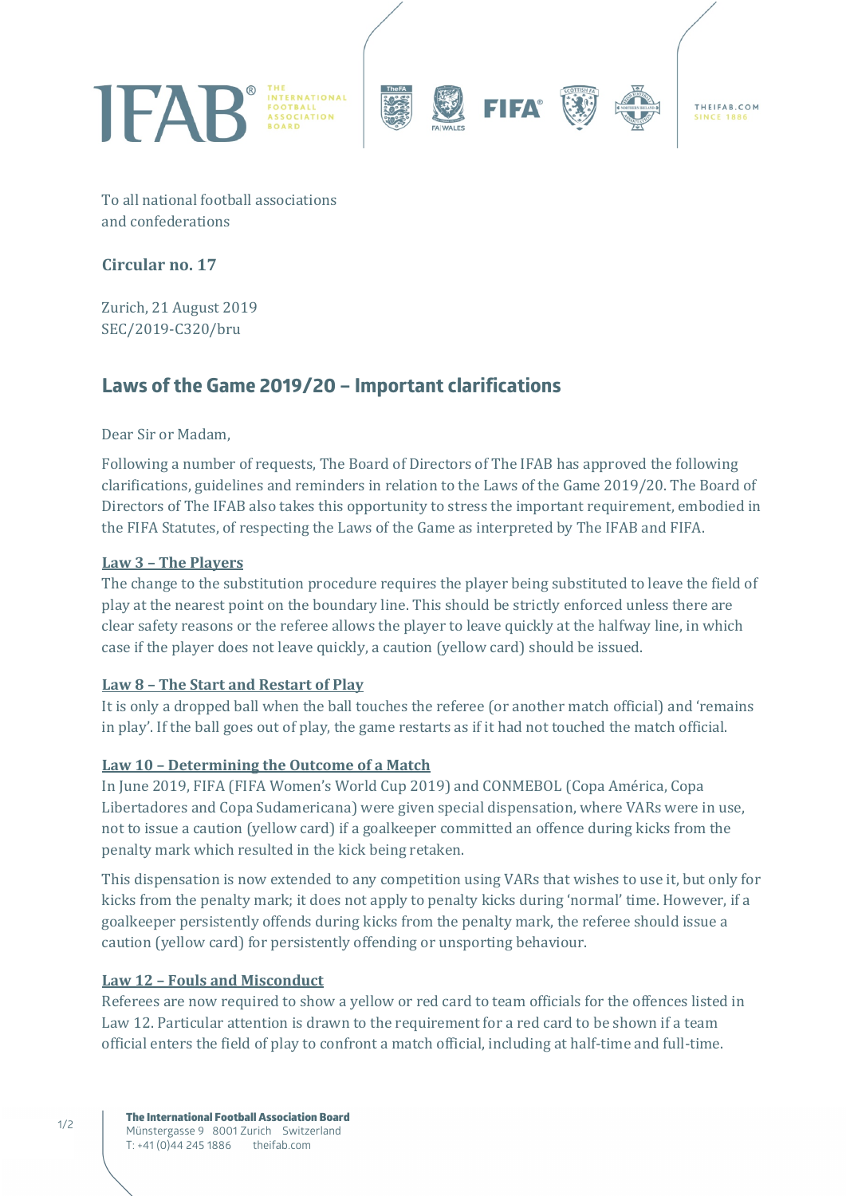To all national football associations
and confederations

**Circular no. 17**

Zurich, 21 August 2019
SEC/2019-C320/bru

## Laws of the Game 2019/20 – Important clarifications

Dear Sir or Madam,

Following a number of requests, The Board of Directors of The IFAB has approved the following clarifications, guidelines and reminders in relation to the Laws of the Game 2019/20. The Board of Directors of The IFAB also takes this opportunity to stress the important requirement, embodied in the FIFA Statutes, of respecting the Laws of the Game as interpreted by The IFAB and FIFA.

**Law 3 – The Players**

The change to the substitution procedure requires the player being substituted to leave the field of play at the nearest point on the boundary line. This should be strictly enforced unless there are clear safety reasons or the referee allows the player to leave quickly at the halfway line, in which case if the player does not leave quickly, a caution (yellow card) should be issued.

**Law 8 – The Start and Restart of Play**

It is only a dropped ball when the ball touches the referee (or another match official) and 'remains in play'. If the ball goes out of play, the game restarts as if it had not touched the match official.

**Law 10 – Determining the Outcome of a Match**

In June 2019, FIFA (FIFA Women's World Cup 2019) and CONMEBOL (Copa América, Copa Libertadores and Copa Sudamericana) were given special dispensation, where VARs were in use, not to issue a caution (yellow card) if a goalkeeper committed an offence during kicks from the penalty mark which resulted in the kick being retaken.

This dispensation is now extended to any competition using VARs that wishes to use it, but only for kicks from the penalty mark; it does not apply to penalty kicks during 'normal' time. However, if a goalkeeper persistently offends during kicks from the penalty mark, the referee should issue a caution (yellow card) for persistently offending or unsporting behaviour.

**Law 12 – Fouls and Misconduct**

Referees are now required to show a yellow or red card to team officials for the offences listed in Law 12. Particular attention is drawn to the requirement for a red card to be shown if a team official enters the field of play to confront a match official, including at half-time and full-time.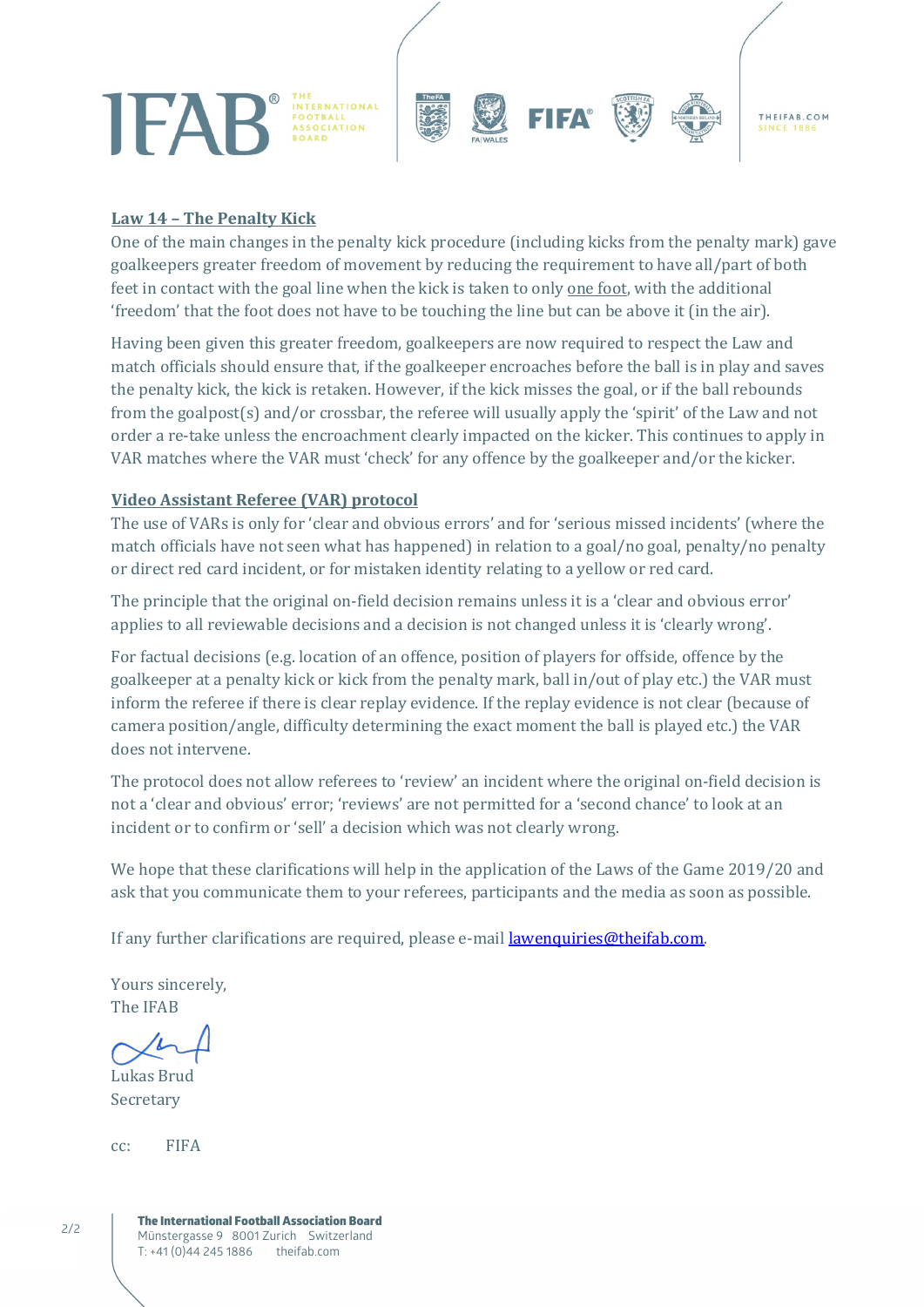## <u>Law 14 – The Penalty Kick</u>

One of the main changes in the penalty kick procedure (including kicks from the penalty mark) gave goalkeepers greater freedom of movement by reducing the requirement to have all/part of both feet in contact with the goal line when the kick is taken to only <u>one foot</u>, with the additional 'freedom' that the foot does not have to be touching the line but can be above it (in the air).

Having been given this greater freedom, goalkeepers are now required to respect the Law and match officials should ensure that, if the goalkeeper encroaches before the ball is in play and saves the penalty kick, the kick is retaken. However, if the kick misses the goal, or if the ball rebounds from the goalpost(s) and/or crossbar, the referee will usually apply the 'spirit' of the Law and not order a re-take unless the encroachment clearly impacted on the kicker. This continues to apply in VAR matches where the VAR must 'check' for any offence by the goalkeeper and/or the kicker.

## <u>Video Assistant Referee (VAR) protocol</u>

The use of VARs is only for 'clear and obvious errors' and for 'serious missed incidents' (where the match officials have not seen what has happened) in relation to a goal/no goal, penalty/no penalty or direct red card incident, or for mistaken identity relating to a yellow or red card.

The principle that the original on-field decision remains unless it is a 'clear and obvious error' applies to all reviewable decisions and a decision is not changed unless it is 'clearly wrong'.

For factual decisions (e.g. location of an offence, position of players for offside, offence by the goalkeeper at a penalty kick or kick from the penalty mark, ball in/out of play etc.) the VAR must inform the referee if there is clear replay evidence. If the replay evidence is not clear (because of camera position/angle, difficulty determining the exact moment the ball is played etc.) the VAR does not intervene.

The protocol does not allow referees to 'review' an incident where the original on-field decision is not a 'clear and obvious' error; 'reviews' are not permitted for a 'second chance' to look at an incident or to confirm or 'sell' a decision which was not clearly wrong.

We hope that these clarifications will help in the application of the Laws of the Game 2019/20 and ask that you communicate them to your referees, participants and the media as soon as possible.

If any further clarifications are required, please e-mail lawenquiries@theifab.com.

Yours sincerely,
The IFAB

Lukas Brud
Secretary

cc: FIFA